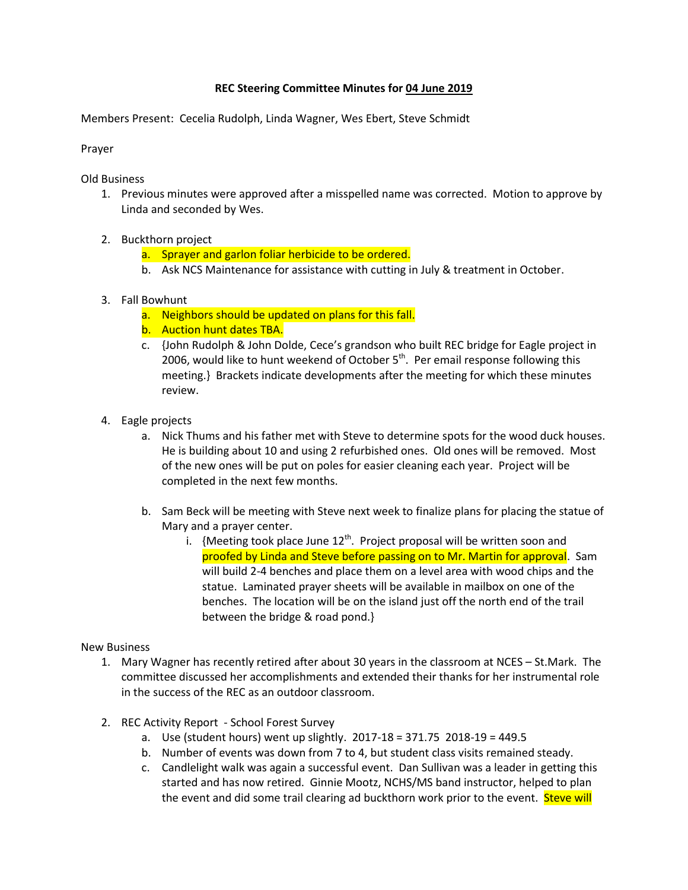**REC Steering Committee Minutes for 04 June 2019**

Members Present: Cecelia Rudolph, Linda Wagner, Wes Ebert, Steve Schmidt

Prayer

Old Business

1. Previous minutes were approved after a misspelled name was corrected. Motion to approve by Linda and seconded by Wes.

2. Buckthorn project
   a. Sprayer and garlon foliar herbicide to be ordered.
   b. Ask NCS Maintenance for assistance with cutting in July & treatment in October.

3. Fall Bowhunt
   a. Neighbors should be updated on plans for this fall.
   b. Auction hunt dates TBA.
   c. {John Rudolph & John Dolde, Cece's grandson who built REC bridge for Eagle project in 2006, would like to hunt weekend of October 5th. Per email response following this meeting.} Brackets indicate developments after the meeting for which these minutes review.

4. Eagle projects
   a. Nick Thums and his father met with Steve to determine spots for the wood duck houses. He is building about 10 and using 2 refurbished ones. Old ones will be removed. Most of the new ones will be put on poles for easier cleaning each year. Project will be completed in the next few months.

   b. Sam Beck will be meeting with Steve next week to finalize plans for placing the statue of Mary and a prayer center.
      i. {Meeting took place June 12th. Project proposal will be written soon and proofed by Linda and Steve before passing on to Mr. Martin for approval. Sam will build 2-4 benches and place them on a level area with wood chips and the statue. Laminated prayer sheets will be available in mailbox on one of the benches. The location will be on the island just off the north end of the trail between the bridge & road pond.}

New Business

1. Mary Wagner has recently retired after about 30 years in the classroom at NCES – St.Mark. The committee discussed her accomplishments and extended their thanks for her instrumental role in the success of the REC as an outdoor classroom.

2. REC Activity Report - School Forest Survey
   a. Use (student hours) went up slightly. 2017-18 = 371.75 2018-19 = 449.5
   b. Number of events was down from 7 to 4, but student class visits remained steady.
   c. Candlelight walk was again a successful event. Dan Sullivan was a leader in getting this started and has now retired. Ginnie Mootz, NCHS/MS band instructor, helped to plan the event and did some trail clearing ad buckthorn work prior to the event. Steve will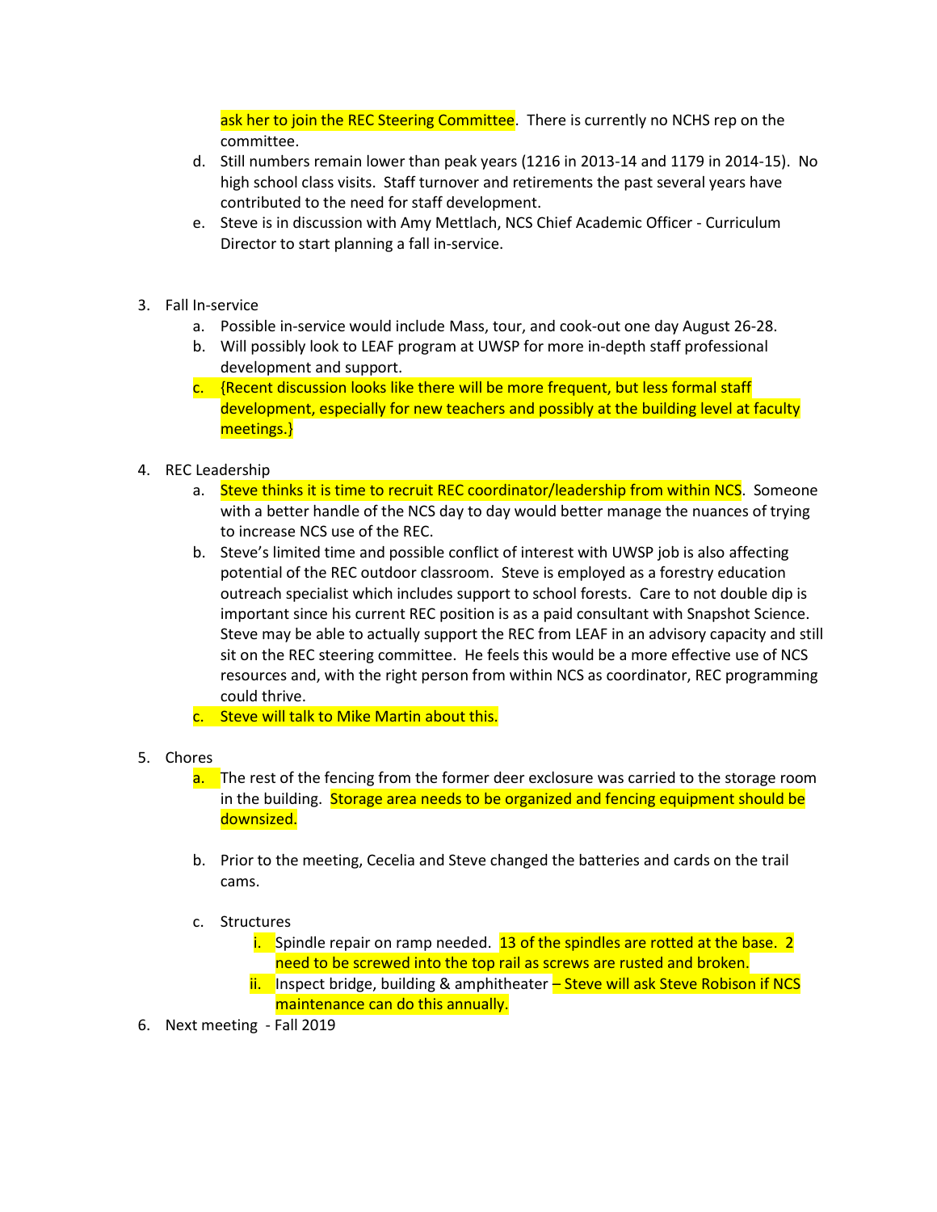ask her to join the REC Steering Committee. There is currently no NCHS rep on the committee.

   d. Still numbers remain lower than peak years (1216 in 2013-14 and 1179 in 2014-15). No high school class visits. Staff turnover and retirements the past several years have contributed to the need for staff development.
   e. Steve is in discussion with Amy Mettlach, NCS Chief Academic Officer - Curriculum Director to start planning a fall in-service.

3. Fall In-service
   a. Possible in-service would include Mass, tour, and cook-out one day August 26-28.
   b. Will possibly look to LEAF program at UWSP for more in-depth staff professional development and support.
   c. {Recent discussion looks like there will be more frequent, but less formal staff development, especially for new teachers and possibly at the building level at faculty meetings.}

4. REC Leadership
   a. Steve thinks it is time to recruit REC coordinator/leadership from within NCS. Someone with a better handle of the NCS day to day would better manage the nuances of trying to increase NCS use of the REC.
   b. Steve's limited time and possible conflict of interest with UWSP job is also affecting potential of the REC outdoor classroom. Steve is employed as a forestry education outreach specialist which includes support to school forests. Care to not double dip is important since his current REC position is as a paid consultant with Snapshot Science. Steve may be able to actually support the REC from LEAF in an advisory capacity and still sit on the REC steering committee. He feels this would be a more effective use of NCS resources and, with the right person from within NCS as coordinator, REC programming could thrive.
   c. Steve will talk to Mike Martin about this.

5. Chores
   a. The rest of the fencing from the former deer exclosure was carried to the storage room in the building. Storage area needs to be organized and fencing equipment should be downsized.

   b. Prior to the meeting, Cecelia and Steve changed the batteries and cards on the trail cams.

   c. Structures
      i. Spindle repair on ramp needed. 13 of the spindles are rotted at the base. 2 need to be screwed into the top rail as screws are rusted and broken.
      ii. Inspect bridge, building & amphitheater – Steve will ask Steve Robison if NCS maintenance can do this annually.

6. Next meeting - Fall 2019